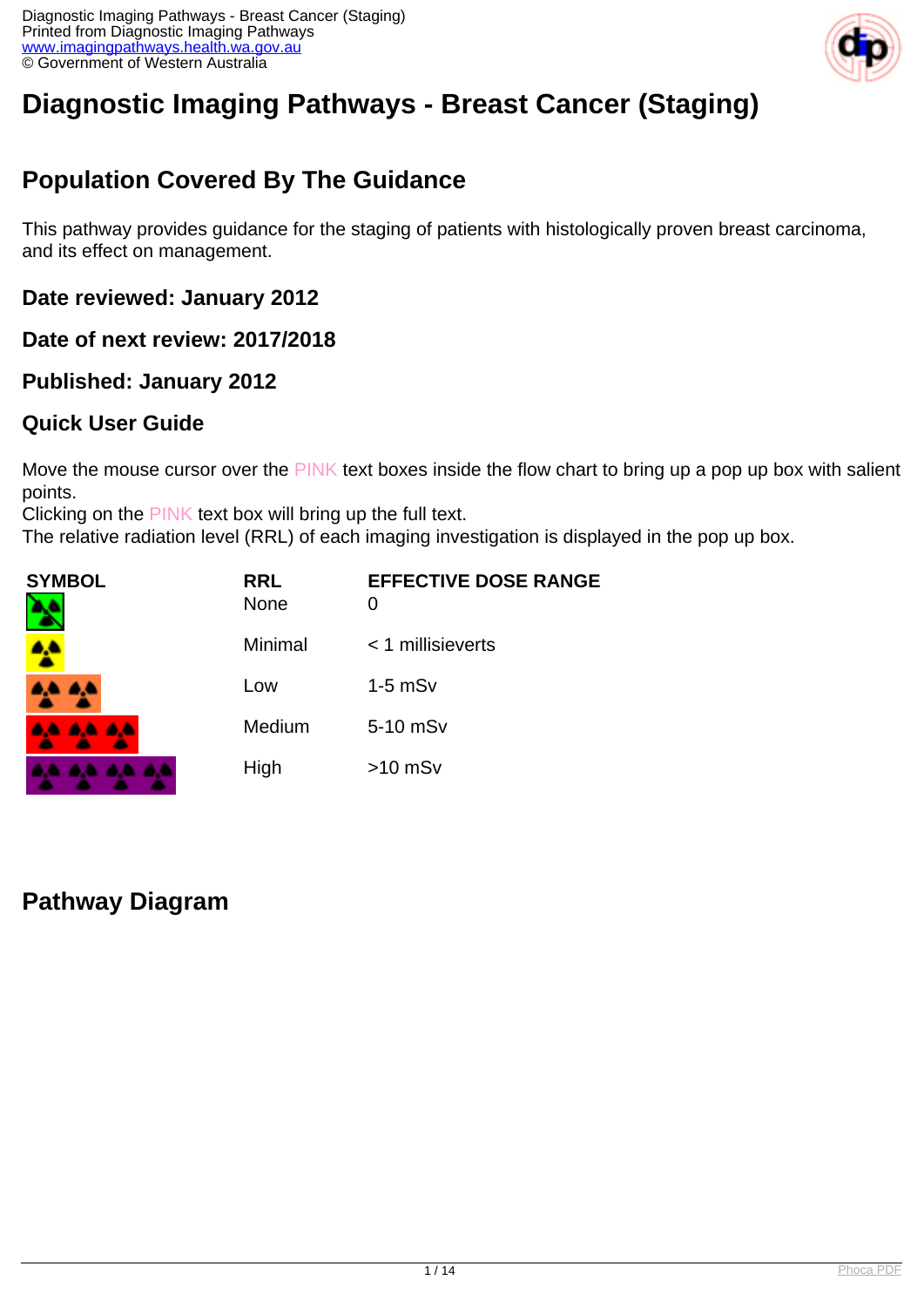# Diagnostic Imaging Pathways - Breast Cancer (Staging)

## Population Covered By The Guidance

This pathway provides guidance for the staging of patients with histologically proven breast carcinoma, and its effect on management.

### Date reviewed: January 2012

### Date of next review: 2017/2018

### Published: January 2012

### Quick User Guide

Move the mouse cursor over the PINK text boxes inside the flow chart to bring up a pop up box with salient points.
Clicking on the PINK text box will bring up the full text.
The relative radiation level (RRL) of each imaging investigation is displayed in the pop up box.

| SYMBOL | RRL | EFFECTIVE DOSE RANGE |
| --- | --- | --- |
| | None | 0 |
| | Minimal | < 1 millisieverts |
| | Low | 1-5 mSv |
| | Medium | 5-10 mSv |
| | High | >10 mSv |

## Pathway Diagram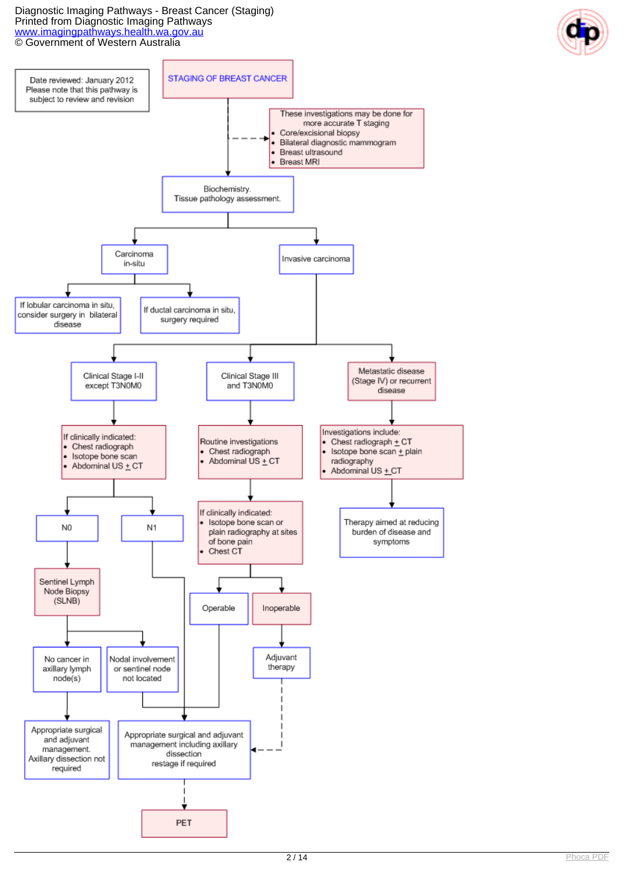Date reviewed: January 2012
Please note that this pathway is subject to review and revision

# STAGING OF BREAST CANCER

These investigations may be done for more accurate T staging
- Core/excisional biopsy
- Bilateral diagnostic mammogram
- Breast ultrasound
- Breast MRI

Biochemistry.
Tissue pathology assessment.

## Carcinoma in-situ

- If lobular carcinoma in situ, consider surgery in bilateral disease
- If ductal carcinoma in situ, surgery required

## Invasive carcinoma

### Clinical Stage I-II except T3N0M0

If clinically indicated:
- Chest radiograph
- Isotope bone scan
- Abdominal US $\pm$ CT

**N0**

Sentinel Lymph Node Biopsy (SLNB)

- No cancer in axillary lymph node(s) → Appropriate surgical and adjuvant management. Axillary dissection not required
- Nodal involvement or sentinel node not located → Appropriate surgical and adjuvant management including axillary dissection restage if required

**N1**

→ Appropriate surgical and adjuvant management including axillary dissection restage if required

### Clinical Stage III and T3N0M0

Routine investigations
- Chest radiograph
- Abdominal US $\pm$ CT

If clinically indicated:
- Isotope bone scan or plain radiography at sites of bone pain
- Chest CT

**Operable** → Appropriate surgical and adjuvant management including axillary dissection restage if required

**Inoperable** → Adjuvant therapy → Appropriate surgical and adjuvant management including axillary dissection restage if required

Appropriate surgical and adjuvant management including axillary dissection restage if required → PET

### Metastatic disease (Stage IV) or recurrent disease

Investigations include:
- Chest radiograph $\pm$ CT
- Isotope bone scan $\pm$ plain radiography
- Abdominal US $\pm$ CT

Therapy aimed at reducing burden of disease and symptoms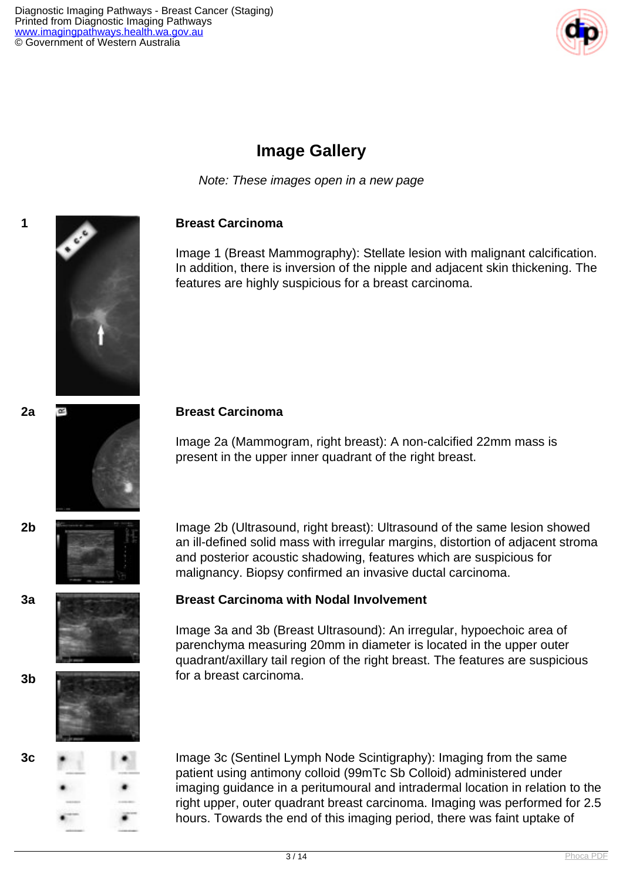## Image Gallery

*Note: These images open in a new page*

1

**Breast Carcinoma**

Image 1 (Breast Mammography): Stellate lesion with malignant calcification. In addition, there is inversion of the nipple and adjacent skin thickening. The features are highly suspicious for a breast carcinoma.

2a

**Breast Carcinoma**

Image 2a (Mammogram, right breast): A non-calcified 22mm mass is present in the upper inner quadrant of the right breast.

2b

Image 2b (Ultrasound, right breast): Ultrasound of the same lesion showed an ill-defined solid mass with irregular margins, distortion of adjacent stroma and posterior acoustic shadowing, features which are suspicious for malignancy. Biopsy confirmed an invasive ductal carcinoma.

3a

**Breast Carcinoma with Nodal Involvement**

Image 3a and 3b (Breast Ultrasound): An irregular, hypoechoic area of parenchyma measuring 20mm in diameter is located in the upper outer quadrant/axillary tail region of the right breast. The features are suspicious for a breast carcinoma.

3b

3c

Image 3c (Sentinel Lymph Node Scintigraphy): Imaging from the same patient using antimony colloid (99mTc Sb Colloid) administered under imaging guidance in a peritumoural and intradermal location in relation to the right upper, outer quadrant breast carcinoma. Imaging was performed for 2.5 hours. Towards the end of this imaging period, there was faint uptake of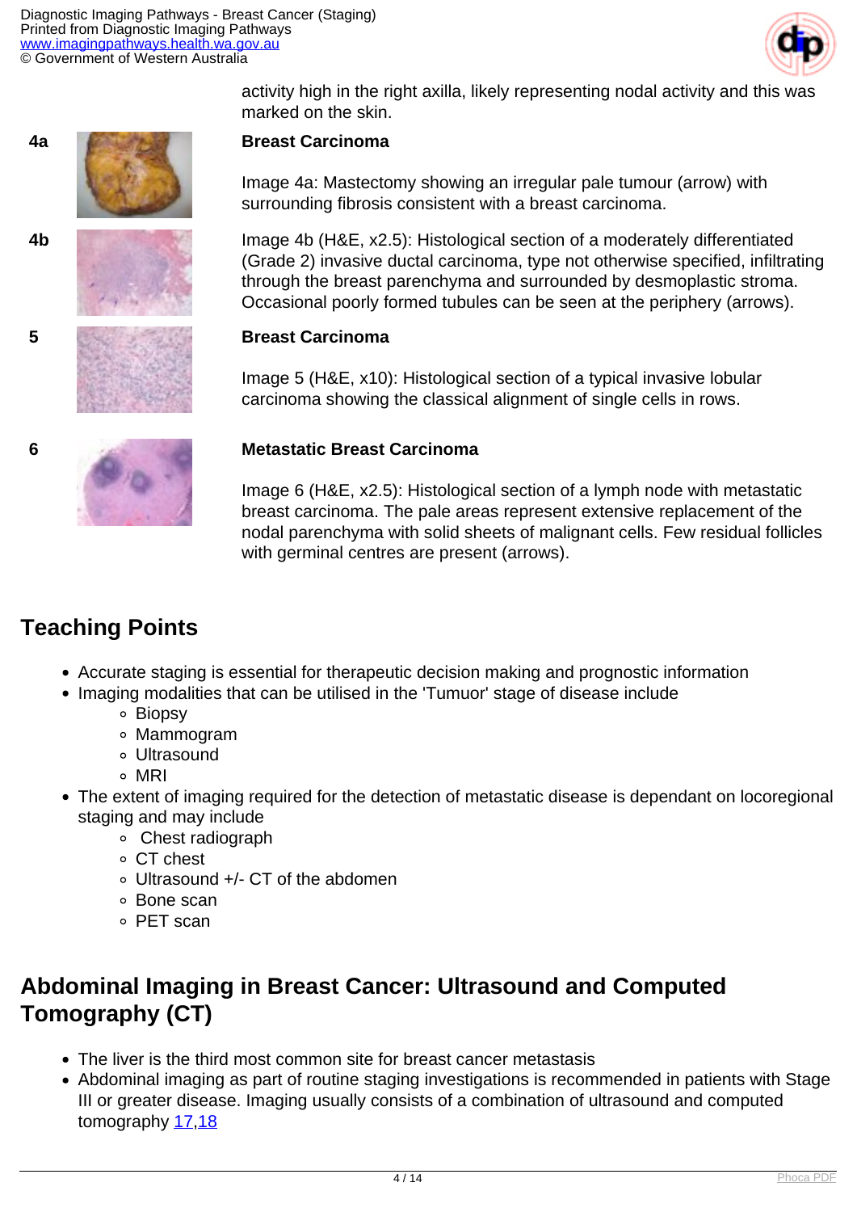activity high in the right axilla, likely representing nodal activity and this was marked on the skin.

4a

**Breast Carcinoma**

Image 4a: Mastectomy showing an irregular pale tumour (arrow) with surrounding fibrosis consistent with a breast carcinoma.

4b

Image 4b (H&E, x2.5): Histological section of a moderately differentiated (Grade 2) invasive ductal carcinoma, type not otherwise specified, infiltrating through the breast parenchyma and surrounded by desmoplastic stroma. Occasional poorly formed tubules can be seen at the periphery (arrows).

5

**Breast Carcinoma**

Image 5 (H&E, x10): Histological section of a typical invasive lobular carcinoma showing the classical alignment of single cells in rows.

6

**Metastatic Breast Carcinoma**

Image 6 (H&E, x2.5): Histological section of a lymph node with metastatic breast carcinoma. The pale areas represent extensive replacement of the nodal parenchyma with solid sheets of malignant cells. Few residual follicles with germinal centres are present (arrows).

## Teaching Points

- Accurate staging is essential for therapeutic decision making and prognostic information
- Imaging modalities that can be utilised in the 'Tumour' stage of disease include
  - Biopsy
  - Mammogram
  - Ultrasound
  - MRI
- The extent of imaging required for the detection of metastatic disease is dependant on locoregional staging and may include
  - Chest radiograph
  - CT chest
  - Ultrasound +/- CT of the abdomen
  - Bone scan
  - PET scan

## Abdominal Imaging in Breast Cancer: Ultrasound and Computed Tomography (CT)

- The liver is the third most common site for breast cancer metastasis
- Abdominal imaging as part of routine staging investigations is recommended in patients with Stage III or greater disease. Imaging usually consists of a combination of ultrasound and computed tomography [17,18]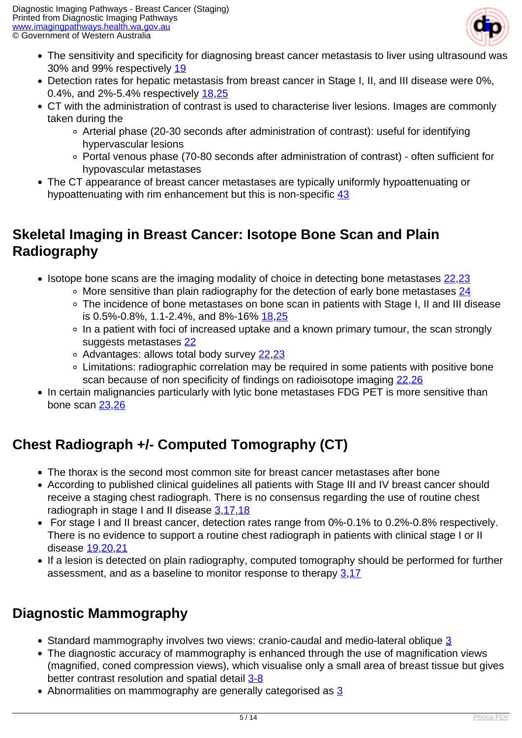- The sensitivity and specificity for diagnosing breast cancer metastasis to liver using ultrasound was 30% and 99% respectively 19
- Detection rates for hepatic metastasis from breast cancer in Stage I, II, and III disease were 0%, 0.4%, and 2%-5.4% respectively 18,25
- CT with the administration of contrast is used to characterise liver lesions. Images are commonly taken during the
  - Arterial phase (20-30 seconds after administration of contrast): useful for identifying hypervascular lesions
  - Portal venous phase (70-80 seconds after administration of contrast) - often sufficient for hypovascular metastases
- The CT appearance of breast cancer metastases are typically uniformly hypoattenuating or hypoattenuating with rim enhancement but this is non-specific 43

## Skeletal Imaging in Breast Cancer: Isotope Bone Scan and Plain Radiography

- Isotope bone scans are the imaging modality of choice in detecting bone metastases 22,23
  - More sensitive than plain radiography for the detection of early bone metastases 24
  - The incidence of bone metastases on bone scan in patients with Stage I, II and III disease is 0.5%-0.8%, 1.1-2.4%, and 8%-16% 18,25
  - In a patient with foci of increased uptake and a known primary tumour, the scan strongly suggests metastases 22
  - Advantages: allows total body survey 22,23
  - Limitations: radiographic correlation may be required in some patients with positive bone scan because of non specificity of findings on radioisotope imaging 22,26
- In certain malignancies particularly with lytic bone metastases FDG PET is more sensitive than bone scan 23,26

## Chest Radiograph +/- Computed Tomography (CT)

- The thorax is the second most common site for breast cancer metastases after bone
- According to published clinical guidelines all patients with Stage III and IV breast cancer should receive a staging chest radiograph. There is no consensus regarding the use of routine chest radiograph in stage I and II disease 3,17,18
- For stage I and II breast cancer, detection rates range from 0%-0.1% to 0.2%-0.8% respectively. There is no evidence to support a routine chest radiograph in patients with clinical stage I or II disease 19,20,21
- If a lesion is detected on plain radiography, computed tomography should be performed for further assessment, and as a baseline to monitor response to therapy 3,17

## Diagnostic Mammography

- Standard mammography involves two views: cranio-caudal and medio-lateral oblique 3
- The diagnostic accuracy of mammography is enhanced through the use of magnification views (magnified, coned compression views), which visualise only a small area of breast tissue but gives better contrast resolution and spatial detail 3-8
- Abnormalities on mammography are generally categorised as 3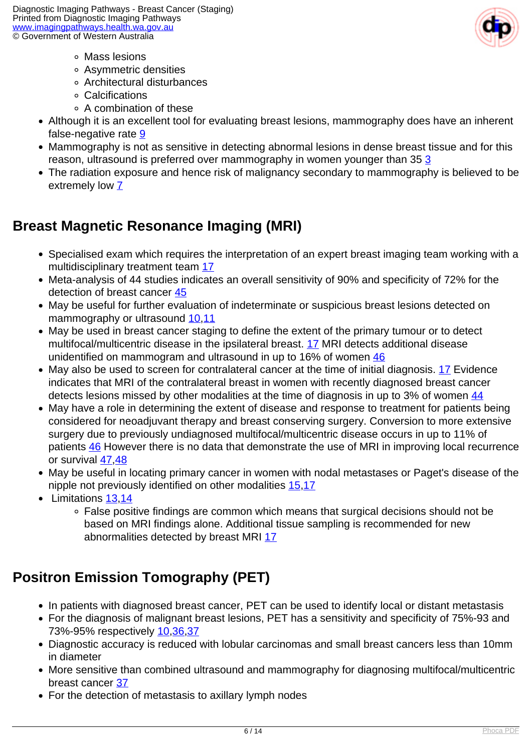- Mass lesions
    - Asymmetric densities
    - Architectural disturbances
    - Calcifications
    - A combination of these
- Although it is an excellent tool for evaluating breast lesions, mammography does have an inherent false-negative rate 9
- Mammography is not as sensitive in detecting abnormal lesions in dense breast tissue and for this reason, ultrasound is preferred over mammography in women younger than 35 3
- The radiation exposure and hence risk of malignancy secondary to mammography is believed to be extremely low 7

## Breast Magnetic Resonance Imaging (MRI)

- Specialised exam which requires the interpretation of an expert breast imaging team working with a multidisciplinary treatment team 17
- Meta-analysis of 44 studies indicates an overall sensitivity of 90% and specificity of 72% for the detection of breast cancer 45
- May be useful for further evaluation of indeterminate or suspicious breast lesions detected on mammography or ultrasound 10,11
- May be used in breast cancer staging to define the extent of the primary tumour or to detect multifocal/multicentric disease in the ipsilateral breast. 17 MRI detects additional disease unidentified on mammogram and ultrasound in up to 16% of women 46
- May also be used to screen for contralateral cancer at the time of initial diagnosis. 17 Evidence indicates that MRI of the contralateral breast in women with recently diagnosed breast cancer detects lesions missed by other modalities at the time of diagnosis in up to 3% of women 44
- May have a role in determining the extent of disease and response to treatment for patients being considered for neoadjuvant therapy and breast conserving surgery. Conversion to more extensive surgery due to previously undiagnosed multifocal/multicentric disease occurs in up to 11% of patients 46 However there is no data that demonstrate the use of MRI in improving local recurrence or survival 47,48
- May be useful in locating primary cancer in women with nodal metastases or Paget's disease of the nipple not previously identified on other modalities 15,17
- Limitations 13,14
    - False positive findings are common which means that surgical decisions should not be based on MRI findings alone. Additional tissue sampling is recommended for new abnormalities detected by breast MRI 17

## Positron Emission Tomography (PET)

- In patients with diagnosed breast cancer, PET can be used to identify local or distant metastasis
- For the diagnosis of malignant breast lesions, PET has a sensitivity and specificity of 75%-93 and 73%-95% respectively 10,36,37
- Diagnostic accuracy is reduced with lobular carcinomas and small breast cancers less than 10mm in diameter
- More sensitive than combined ultrasound and mammography for diagnosing multifocal/multicentric breast cancer 37
- For the detection of metastasis to axillary lymph nodes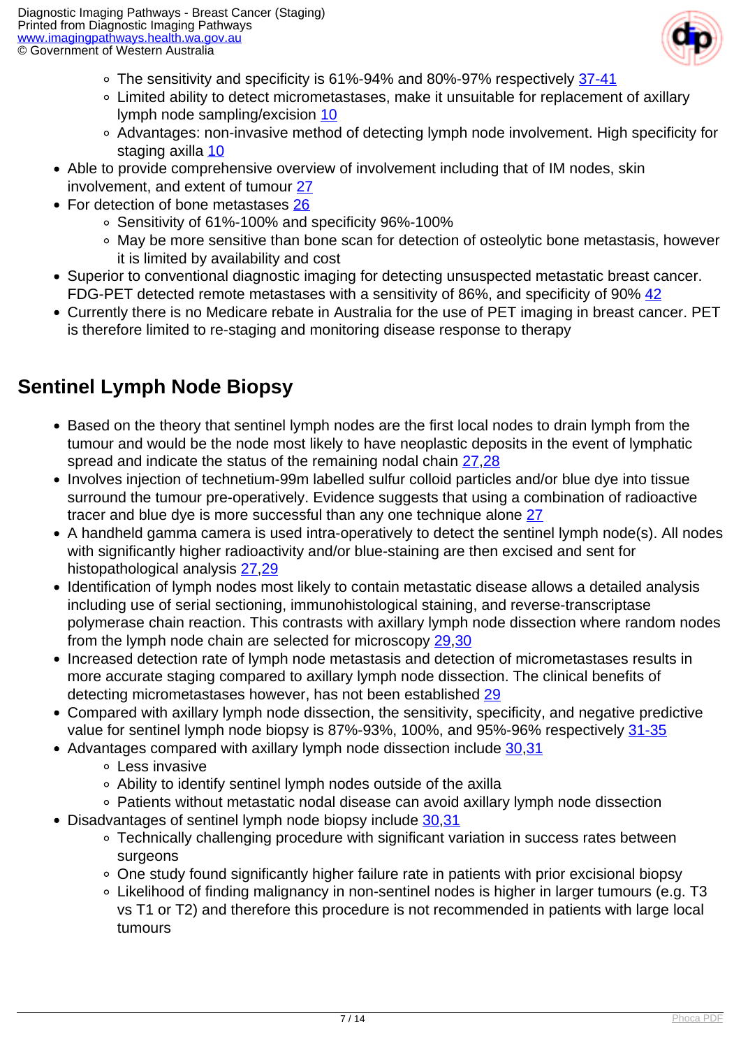- The sensitivity and specificity is 61%-94% and 80%-97% respectively 37-41
    - Limited ability to detect micrometastases, make it unsuitable for replacement of axillary lymph node sampling/excision 10
    - Advantages: non-invasive method of detecting lymph node involvement. High specificity for staging axilla 10
- Able to provide comprehensive overview of involvement including that of IM nodes, skin involvement, and extent of tumour 27
- For detection of bone metastases 26
    - Sensitivity of 61%-100% and specificity 96%-100%
    - May be more sensitive than bone scan for detection of osteolytic bone metastasis, however it is limited by availability and cost
- Superior to conventional diagnostic imaging for detecting unsuspected metastatic breast cancer. FDG-PET detected remote metastases with a sensitivity of 86%, and specificity of 90% 42
- Currently there is no Medicare rebate in Australia for the use of PET imaging in breast cancer. PET is therefore limited to re-staging and monitoring disease response to therapy

## Sentinel Lymph Node Biopsy

- Based on the theory that sentinel lymph nodes are the first local nodes to drain lymph from the tumour and would be the node most likely to have neoplastic deposits in the event of lymphatic spread and indicate the status of the remaining nodal chain 27,28
- Involves injection of technetium-99m labelled sulfur colloid particles and/or blue dye into tissue surround the tumour pre-operatively. Evidence suggests that using a combination of radioactive tracer and blue dye is more successful than any one technique alone 27
- A handheld gamma camera is used intra-operatively to detect the sentinel lymph node(s). All nodes with significantly higher radioactivity and/or blue-staining are then excised and sent for histopathological analysis 27,29
- Identification of lymph nodes most likely to contain metastatic disease allows a detailed analysis including use of serial sectioning, immunohistological staining, and reverse-transcriptase polymerase chain reaction. This contrasts with axillary lymph node dissection where random nodes from the lymph node chain are selected for microscopy 29,30
- Increased detection rate of lymph node metastasis and detection of micrometastases results in more accurate staging compared to axillary lymph node dissection. The clinical benefits of detecting micrometastases however, has not been established 29
- Compared with axillary lymph node dissection, the sensitivity, specificity, and negative predictive value for sentinel lymph node biopsy is 87%-93%, 100%, and 95%-96% respectively 31-35
- Advantages compared with axillary lymph node dissection include 30,31
    - Less invasive
    - Ability to identify sentinel lymph nodes outside of the axilla
    - Patients without metastatic nodal disease can avoid axillary lymph node dissection
- Disadvantages of sentinel lymph node biopsy include 30,31
    - Technically challenging procedure with significant variation in success rates between surgeons
    - One study found significantly higher failure rate in patients with prior excisional biopsy
    - Likelihood of finding malignancy in non-sentinel nodes is higher in larger tumours (e.g. T3 vs T1 or T2) and therefore this procedure is not recommended in patients with large local tumours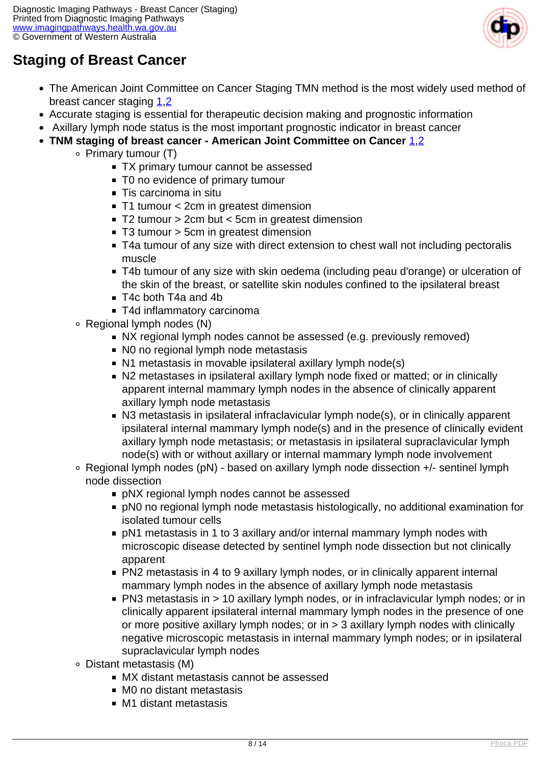## Staging of Breast Cancer

- The American Joint Committee on Cancer Staging TMN method is the most widely used method of breast cancer staging [1,2]
- Accurate staging is essential for therapeutic decision making and prognostic information
- Axillary lymph node status is the most important prognostic indicator in breast cancer
- **TNM staging of breast cancer - American Joint Committee on Cancer** [1,2]
  - Primary tumour (T)
    - TX primary tumour cannot be assessed
    - T0 no evidence of primary tumour
    - Tis carcinoma in situ
    - T1 tumour < 2cm in greatest dimension
    - T2 tumour > 2cm but < 5cm in greatest dimension
    - T3 tumour > 5cm in greatest dimension
    - T4a tumour of any size with direct extension to chest wall not including pectoralis muscle
    - T4b tumour of any size with skin oedema (including peau d'orange) or ulceration of the skin of the breast, or satellite skin nodules confined to the ipsilateral breast
    - T4c both T4a and 4b
    - T4d inflammatory carcinoma
  - Regional lymph nodes (N)
    - NX regional lymph nodes cannot be assessed (e.g. previously removed)
    - N0 no regional lymph node metastasis
    - N1 metastasis in movable ipsilateral axillary lymph node(s)
    - N2 metastases in ipsilateral axillary lymph node fixed or matted; or in clinically apparent internal mammary lymph nodes in the absence of clinically apparent axillary lymph node metastasis
    - N3 metastasis in ipsilateral infraclavicular lymph node(s), or in clinically apparent ipsilateral internal mammary lymph node(s) and in the presence of clinically evident axillary lymph node metastasis; or metastasis in ipsilateral supraclavicular lymph node(s) with or without axillary or internal mammary lymph node involvement
  - Regional lymph nodes (pN) - based on axillary lymph node dissection +/- sentinel lymph node dissection
    - pNX regional lymph nodes cannot be assessed
    - pN0 no regional lymph node metastasis histologically, no additional examination for isolated tumour cells
    - pN1 metastasis in 1 to 3 axillary and/or internal mammary lymph nodes with microscopic disease detected by sentinel lymph node dissection but not clinically apparent
    - PN2 metastasis in 4 to 9 axillary lymph nodes, or in clinically apparent internal mammary lymph nodes in the absence of axillary lymph node metastasis
    - PN3 metastasis in > 10 axillary lymph nodes, or in infraclavicular lymph nodes; or in clinically apparent ipsilateral internal mammary lymph nodes in the presence of one or more positive axillary lymph nodes; or in > 3 axillary lymph nodes with clinically negative microscopic metastasis in internal mammary lymph nodes; or in ipsilateral supraclavicular lymph nodes
  - Distant metastasis (M)
    - MX distant metastasis cannot be assessed
    - M0 no distant metastasis
    - M1 distant metastasis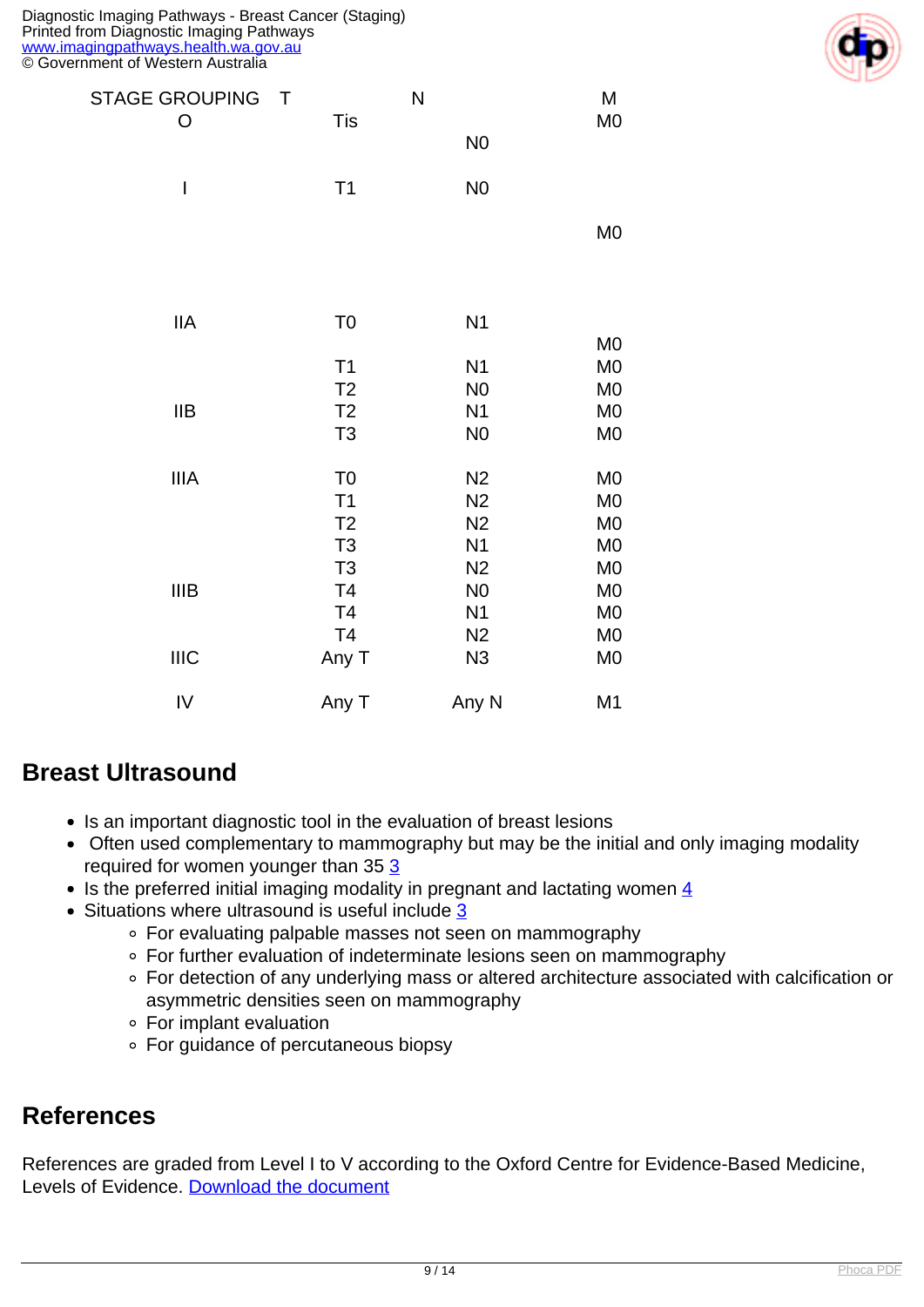| STAGE GROUPING | T | N | M |
|---|---|---|---|
| O | Tis | N0 | M0 |
| I | T1 | N0 | M0 |
| IIA | T0 | N1 | M0 |
| | T1 | N1 | M0 |
| | T2 | N0 | M0 |
| IIB | T2 | N1 | M0 |
| | T3 | N0 | M0 |
| IIIA | T0 | N2 | M0 |
| | T1 | N2 | M0 |
| | T2 | N2 | M0 |
| | T3 | N1 | M0 |
| | T3 | N2 | M0 |
| IIIB | T4 | N0 | M0 |
| | T4 | N1 | M0 |
| | T4 | N2 | M0 |
| IIIC | Any T | N3 | M0 |
| IV | Any T | Any N | M1 |

## Breast Ultrasound

- Is an important diagnostic tool in the evaluation of breast lesions
- Often used complementary to mammography but may be the initial and only imaging modality required for women younger than 35 [3]
- Is the preferred initial imaging modality in pregnant and lactating women [4]
- Situations where ultrasound is useful include [3]
  - For evaluating palpable masses not seen on mammography
  - For further evaluation of indeterminate lesions seen on mammography
  - For detection of any underlying mass or altered architecture associated with calcification or asymmetric densities seen on mammography
  - For implant evaluation
  - For guidance of percutaneous biopsy

## References

References are graded from Level I to V according to the Oxford Centre for Evidence-Based Medicine, Levels of Evidence. Download the document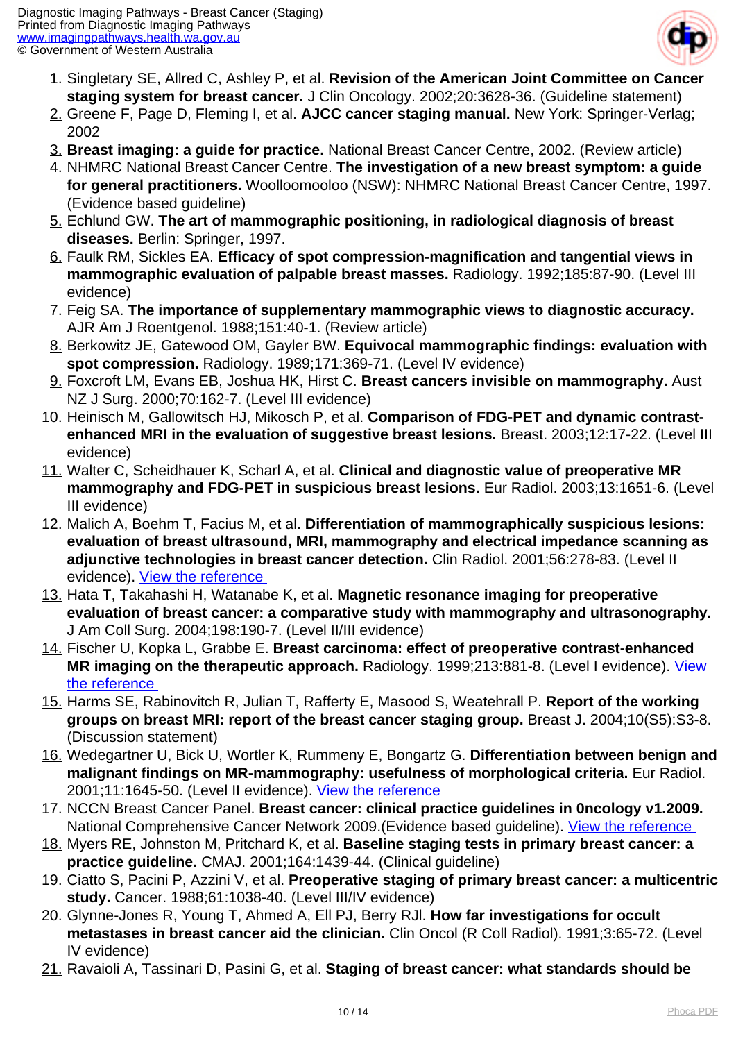1. Singletary SE, Allred C, Ashley P, et al. **Revision of the American Joint Committee on Cancer staging system for breast cancer.** J Clin Oncology. 2002;20:3628-36. (Guideline statement)
2. Greene F, Page D, Fleming I, et al. **AJCC cancer staging manual.** New York: Springer-Verlag; 2002
3. **Breast imaging: a guide for practice.** National Breast Cancer Centre, 2002. (Review article)
4. NHMRC National Breast Cancer Centre. **The investigation of a new breast symptom: a guide for general practitioners.** Woolloomooloo (NSW): NHMRC National Breast Cancer Centre, 1997. (Evidence based guideline)
5. Echlund GW. **The art of mammographic positioning, in radiological diagnosis of breast diseases.** Berlin: Springer, 1997.
6. Faulk RM, Sickles EA. **Efficacy of spot compression-magnification and tangential views in mammographic evaluation of palpable breast masses.** Radiology. 1992;185:87-90. (Level III evidence)
7. Feig SA. **The importance of supplementary mammographic views to diagnostic accuracy.** AJR Am J Roentgenol. 1988;151:40-1. (Review article)
8. Berkowitz JE, Gatewood OM, Gayler BW. **Equivocal mammographic findings: evaluation with spot compression.** Radiology. 1989;171:369-71. (Level IV evidence)
9. Foxcroft LM, Evans EB, Joshua HK, Hirst C. **Breast cancers invisible on mammography.** Aust NZ J Surg. 2000;70:162-7. (Level III evidence)
10. Heinisch M, Gallowitsch HJ, Mikosch P, et al. **Comparison of FDG-PET and dynamic contrast-enhanced MRI in the evaluation of suggestive breast lesions.** Breast. 2003;12:17-22. (Level III evidence)
11. Walter C, Scheidhauer K, Scharl A, et al. **Clinical and diagnostic value of preoperative MR mammography and FDG-PET in suspicious breast lesions.** Eur Radiol. 2003;13:1651-6. (Level III evidence)
12. Malich A, Boehm T, Facius M, et al. **Differentiation of mammographically suspicious lesions: evaluation of breast ultrasound, MRI, mammography and electrical impedance scanning as adjunctive technologies in breast cancer detection.** Clin Radiol. 2001;56:278-83. (Level II evidence). View the reference
13. Hata T, Takahashi H, Watanabe K, et al. **Magnetic resonance imaging for preoperative evaluation of breast cancer: a comparative study with mammography and ultrasonography.** J Am Coll Surg. 2004;198:190-7. (Level II/III evidence)
14. Fischer U, Kopka L, Grabbe E. **Breast carcinoma: effect of preoperative contrast-enhanced MR imaging on the therapeutic approach.** Radiology. 1999;213:881-8. (Level I evidence). View the reference
15. Harms SE, Rabinovitch R, Julian T, Rafferty E, Masood S, Weatehrall P. **Report of the working groups on breast MRI: report of the breast cancer staging group.** Breast J. 2004;10(S5):S3-8. (Discussion statement)
16. Wedegartner U, Bick U, Wortler K, Rummeny E, Bongartz G. **Differentiation between benign and malignant findings on MR-mammography: usefulness of morphological criteria.** Eur Radiol. 2001;11:1645-50. (Level II evidence). View the reference
17. NCCN Breast Cancer Panel. **Breast cancer: clinical practice guidelines in 0ncology v1.2009.** National Comprehensive Cancer Network 2009.(Evidence based guideline). View the reference
18. Myers RE, Johnston M, Pritchard K, et al. **Baseline staging tests in primary breast cancer: a practice guideline.** CMAJ. 2001;164:1439-44. (Clinical guideline)
19. Ciatto S, Pacini P, Azzini V, et al. **Preoperative staging of primary breast cancer: a multicentric study.** Cancer. 1988;61:1038-40. (Level III/IV evidence)
20. Glynne-Jones R, Young T, Ahmed A, Ell PJ, Berry RJl. **How far investigations for occult metastases in breast cancer aid the clinician.** Clin Oncol (R Coll Radiol). 1991;3:65-72. (Level IV evidence)
21. Ravaioli A, Tassinari D, Pasini G, et al. **Staging of breast cancer: what standards should be**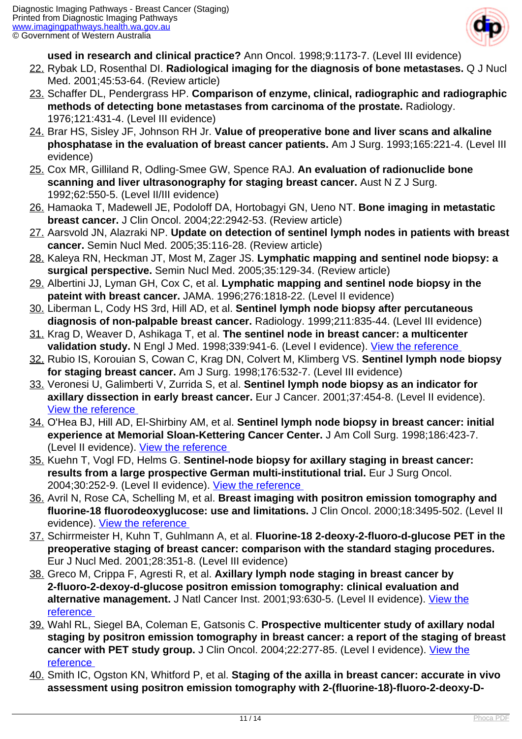**used in research and clinical practice?** Ann Oncol. 1998;9:1173-7. (Level III evidence)

22. Rybak LD, Rosenthal DI. **Radiological imaging for the diagnosis of bone metastases.** Q J Nucl Med. 2001;45:53-64. (Review article)
23. Schaffer DL, Pendergrass HP. **Comparison of enzyme, clinical, radiographic and radiographic methods of detecting bone metastases from carcinoma of the prostate.** Radiology. 1976;121:431-4. (Level III evidence)
24. Brar HS, Sisley JF, Johnson RH Jr. **Value of preoperative bone and liver scans and alkaline phosphatase in the evaluation of breast cancer patients.** Am J Surg. 1993;165:221-4. (Level III evidence)
25. Cox MR, Gilliland R, Odling-Smee GW, Spence RAJ. **An evaluation of radionuclide bone scanning and liver ultrasonography for staging breast cancer.** Aust N Z J Surg. 1992;62:550-5. (Level II/III evidence)
26. Hamaoka T, Madewell JE, Podoloff DA, Hortobagyi GN, Ueno NT. **Bone imaging in metastatic breast cancer.** J Clin Oncol. 2004;22:2942-53. (Review article)
27. Aarsvold JN, Alazraki NP. **Update on detection of sentinel lymph nodes in patients with breast cancer.** Semin Nucl Med. 2005;35:116-28. (Review article)
28. Kaleya RN, Heckman JT, Most M, Zager JS. **Lymphatic mapping and sentinel node biopsy: a surgical perspective.** Semin Nucl Med. 2005;35:129-34. (Review article)
29. Albertini JJ, Lyman GH, Cox C, et al. **Lymphatic mapping and sentinel node biopsy in the pateint with breast cancer.** JAMA. 1996;276:1818-22. (Level II evidence)
30. Liberman L, Cody HS 3rd, Hill AD, et al. **Sentinel lymph node biopsy after percutaneous diagnosis of non-palpable breast cancer.** Radiology. 1999;211:835-44. (Level III evidence)
31. Krag D, Weaver D, Ashikaga T, et al. **The sentinel node in breast cancer: a multicenter validation study.** N Engl J Med. 1998;339:941-6. (Level I evidence). View the reference
32. Rubio IS, Korouian S, Cowan C, Krag DN, Colvert M, Klimberg VS. **Sentinel lymph node biopsy for staging breast cancer.** Am J Surg. 1998;176:532-7. (Level III evidence)
33. Veronesi U, Galimberti V, Zurrida S, et al. **Sentinel lymph node biopsy as an indicator for axillary dissection in early breast cancer.** Eur J Cancer. 2001;37:454-8. (Level II evidence). View the reference
34. O'Hea BJ, Hill AD, El-Shirbiny AM, et al. **Sentinel lymph node biopsy in breast cancer: initial experience at Memorial Sloan-Kettering Cancer Center.** J Am Coll Surg. 1998;186:423-7. (Level II evidence). View the reference
35. Kuehn T, Vogl FD, Helms G. **Sentinel-node biopsy for axillary staging in breast cancer: results from a large prospective German multi-institutional trial.** Eur J Surg Oncol. 2004;30:252-9. (Level II evidence). View the reference
36. Avril N, Rose CA, Schelling M, et al. **Breast imaging with positron emission tomography and fluorine-18 fluorodeoxyglucose: use and limitations.** J Clin Oncol. 2000;18:3495-502. (Level II evidence). View the reference
37. Schirrmeister H, Kuhn T, Guhlmann A, et al. **Fluorine-18 2-deoxy-2-fluoro-d-glucose PET in the preoperative staging of breast cancer: comparison with the standard staging procedures.** Eur J Nucl Med. 2001;28:351-8. (Level III evidence)
38. Greco M, Crippa F, Agresti R, et al. **Axillary lymph node staging in breast cancer by 2-fluoro-2-dexoy-d-glucose positron emission tomography: clinical evaluation and alternative management.** J Natl Cancer Inst. 2001;93:630-5. (Level II evidence). View the reference
39. Wahl RL, Siegel BA, Coleman E, Gatsonis C. **Prospective multicenter study of axillary nodal staging by positron emission tomography in breast cancer: a report of the staging of breast cancer with PET study group.** J Clin Oncol. 2004;22:277-85. (Level I evidence). View the reference
40. Smith IC, Ogston KN, Whitford P, et al. **Staging of the axilla in breast cancer: accurate in vivo assessment using positron emission tomography with 2-(fluorine-18)-fluoro-2-deoxy-D-**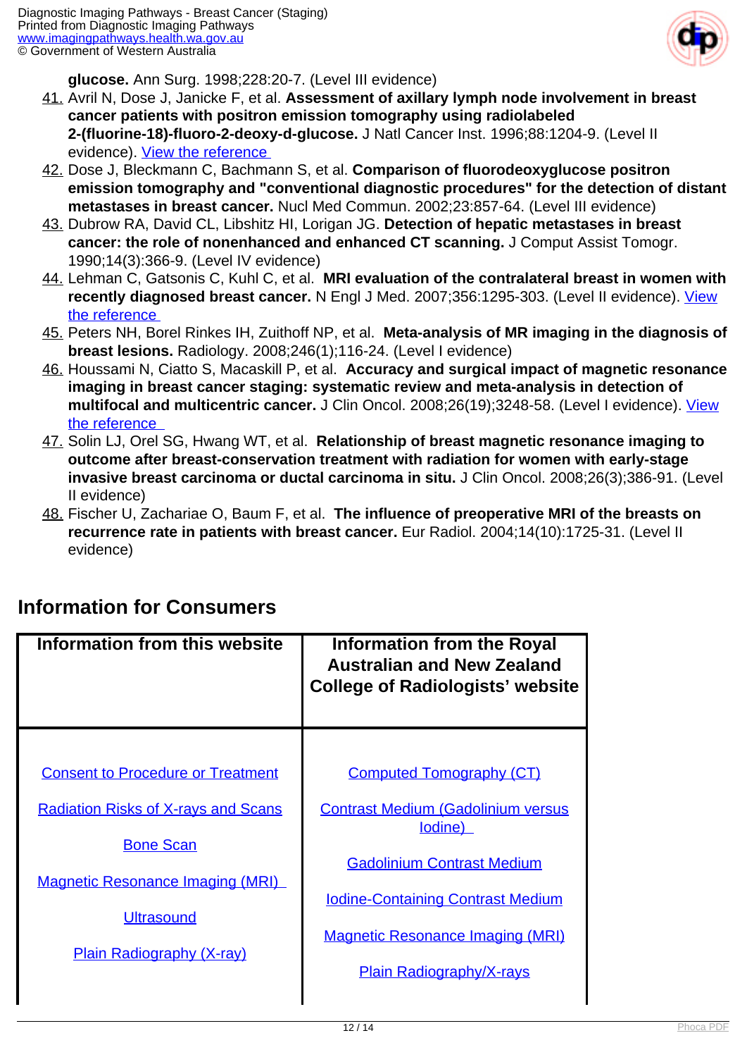**glucose.** Ann Surg. 1998;228:20-7. (Level III evidence)

41. Avril N, Dose J, Janicke F, et al. **Assessment of axillary lymph node involvement in breast cancer patients with positron emission tomography using radiolabeled 2-(fluorine-18)-fluoro-2-deoxy-d-glucose.** J Natl Cancer Inst. 1996;88:1204-9. (Level II evidence). View the reference
42. Dose J, Bleckmann C, Bachmann S, et al. **Comparison of fluorodeoxyglucose positron emission tomography and "conventional diagnostic procedures" for the detection of distant metastases in breast cancer.** Nucl Med Commun. 2002;23:857-64. (Level III evidence)
43. Dubrow RA, David CL, Libshitz HI, Lorigan JG. **Detection of hepatic metastases in breast cancer: the role of nonenhanced and enhanced CT scanning.** J Comput Assist Tomogr. 1990;14(3):366-9. (Level IV evidence)
44. Lehman C, Gatsonis C, Kuhl C, et al. **MRI evaluation of the contralateral breast in women with recently diagnosed breast cancer.** N Engl J Med. 2007;356:1295-303. (Level II evidence). View the reference
45. Peters NH, Borel Rinkes IH, Zuithoff NP, et al. **Meta-analysis of MR imaging in the diagnosis of breast lesions.** Radiology. 2008;246(1);116-24. (Level I evidence)
46. Houssami N, Ciatto S, Macaskill P, et al. **Accuracy and surgical impact of magnetic resonance imaging in breast cancer staging: systematic review and meta-analysis in detection of multifocal and multicentric cancer.** J Clin Oncol. 2008;26(19);3248-58. (Level I evidence). View the reference
47. Solin LJ, Orel SG, Hwang WT, et al. **Relationship of breast magnetic resonance imaging to outcome after breast-conservation treatment with radiation for women with early-stage invasive breast carcinoma or ductal carcinoma in situ.** J Clin Oncol. 2008;26(3);386-91. (Level II evidence)
48. Fischer U, Zachariae O, Baum F, et al. **The influence of preoperative MRI of the breasts on recurrence rate in patients with breast cancer.** Eur Radiol. 2004;14(10):1725-31. (Level II evidence)

## Information for Consumers

| Information from this website | Information from the Royal Australian and New Zealand College of Radiologists' website |
|---|---|
| Consent to Procedure or Treatment | Computed Tomography (CT) |
| Radiation Risks of X-rays and Scans | Contrast Medium (Gadolinium versus Iodine) |
| Bone Scan | Gadolinium Contrast Medium |
| Magnetic Resonance Imaging (MRI) | Iodine-Containing Contrast Medium |
| Ultrasound | Magnetic Resonance Imaging (MRI) |
| Plain Radiography (X-ray) | Plain Radiography/X-rays |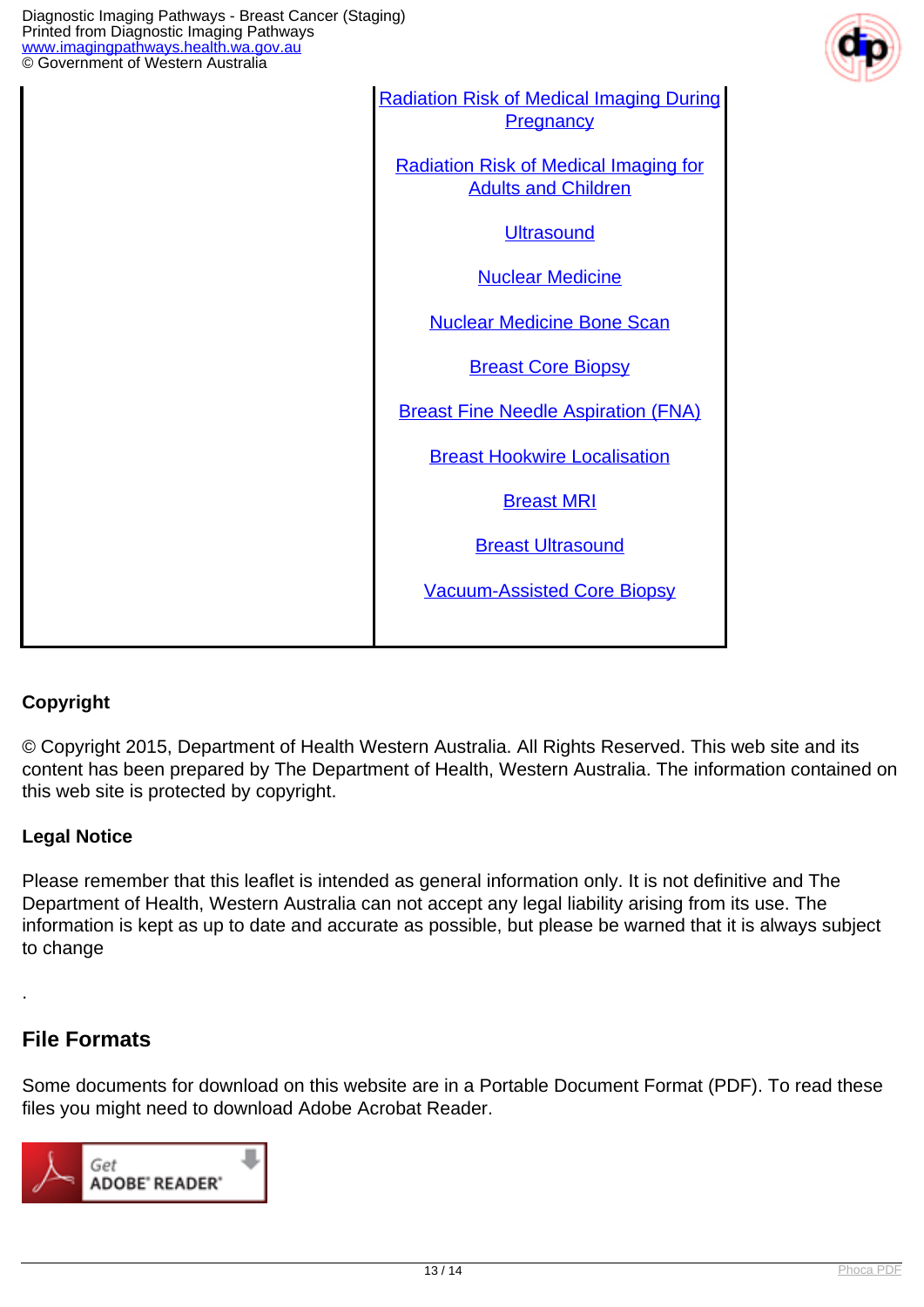| | Radiation Risk of Medical Imaging During Pregnancy<br><br>Radiation Risk of Medical Imaging for Adults and Children<br><br>Ultrasound<br><br>Nuclear Medicine<br><br>Nuclear Medicine Bone Scan<br><br>Breast Core Biopsy<br><br>Breast Fine Needle Aspiration (FNA)<br><br>Breast Hookwire Localisation<br><br>Breast MRI<br><br>Breast Ultrasound<br><br>Vacuum-Assisted Core Biopsy |
|---|---|

**Copyright**

© Copyright 2015, Department of Health Western Australia. All Rights Reserved. This web site and its content has been prepared by The Department of Health, Western Australia. The information contained on this web site is protected by copyright.

**Legal Notice**

Please remember that this leaflet is intended as general information only. It is not definitive and The Department of Health, Western Australia can not accept any legal liability arising from its use. The information is kept as up to date and accurate as possible, but please be warned that it is always subject to change

.

## File Formats

Some documents for download on this website are in a Portable Document Format (PDF). To read these files you might need to download Adobe Acrobat Reader.

Get ADOBE® READER®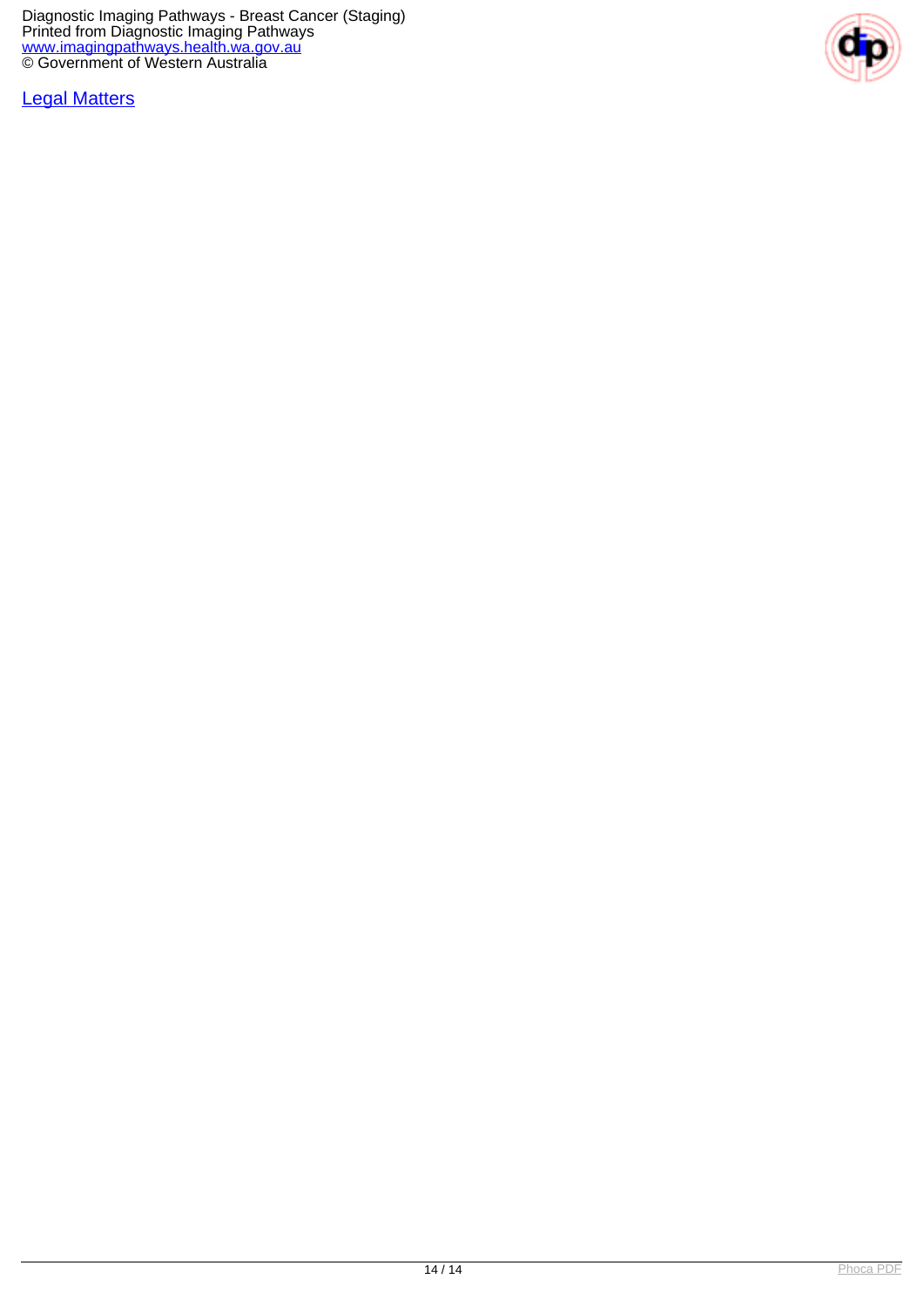[Legal Matters](#)